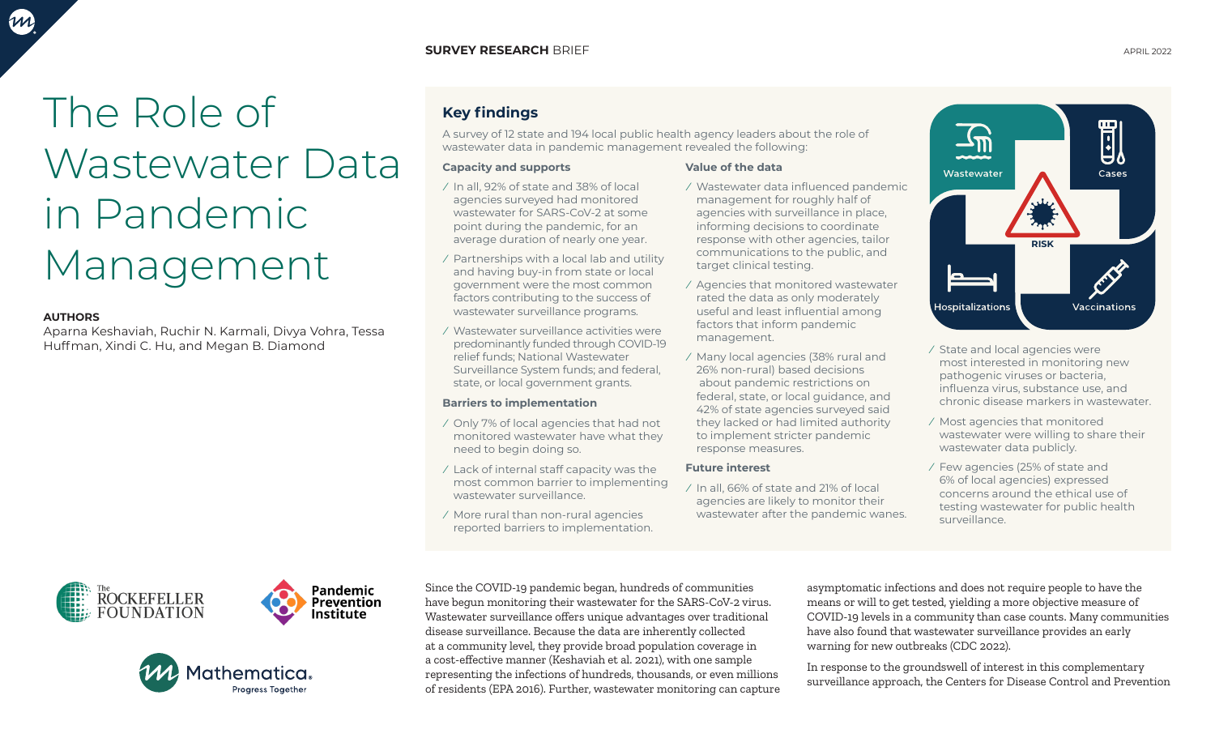SURVEY RESEARCH BRIEF

APRIL 2022

# The Role of Wastewater Data in Pandemic Management

**AUTHORS**

Aparna Keshaviah, Ruchir N. Karmali, Divya Vohra, Tessa Huffman, Xindi C. Hu, and Megan B. Diamond

## Key findings

A survey of 12 state and 194 local public health agency leaders about the role of wastewater data in pandemic management revealed the following:

### Capacity and supports

- In all, 92% of state and 38% of local agencies surveyed had monitored wastewater for SARS-CoV-2 at some point during the pandemic, for an average duration of nearly one year.
- Partnerships with a local lab and utility and having buy-in from state or local government were the most common factors contributing to the success of wastewater surveillance programs.
- Wastewater surveillance activities were predominantly funded through COVID-19 relief funds; National Wastewater Surveillance System funds; and federal, state, or local government grants.

### Barriers to implementation

- Only 7% of local agencies that had not monitored wastewater have what they need to begin doing so.
- Lack of internal staff capacity was the most common barrier to implementing wastewater surveillance.
- More rural than non-rural agencies reported barriers to implementation.

### Value of the data

- Wastewater data influenced pandemic management for roughly half of agencies with surveillance in place, informing decisions to coordinate response with other agencies, tailor communications to the public, and target clinical testing.
- Agencies that monitored wastewater rated the data as only moderately useful and least influential among factors that inform pandemic management.
- Many local agencies (38% rural and 26% non-rural) based decisions about pandemic restrictions on federal, state, or local guidance, and 42% of state agencies surveyed said they lacked or had limited authority to implement stricter pandemic response measures.

### Future interest

- In all, 66% of state and 21% of local agencies are likely to monitor their wastewater after the pandemic wanes.
- State and local agencies were most interested in monitoring new pathogenic viruses or bacteria, influenza virus, substance use, and chronic disease markers in wastewater.
- Most agencies that monitored wastewater were willing to share their wastewater data publicly.
- Few agencies (25% of state and 6% of local agencies) expressed concerns around the ethical use of testing wastewater for public health surveillance.

Since the COVID-19 pandemic began, hundreds of communities have begun monitoring their wastewater for the SARS-CoV-2 virus. Wastewater surveillance offers unique advantages over traditional disease surveillance. Because the data are inherently collected at a community level, they provide broad population coverage in a cost-effective manner (Keshaviah et al. 2021), with one sample representing the infections of hundreds, thousands, or even millions of residents (EPA 2016). Further, wastewater monitoring can capture asymptomatic infections and does not require people to have the means or will to get tested, yielding a more objective measure of COVID-19 levels in a community than case counts. Many communities have also found that wastewater surveillance provides an early warning for new outbreaks (CDC 2022).

In response to the groundswell of interest in this complementary surveillance approach, the Centers for Disease Control and Prevention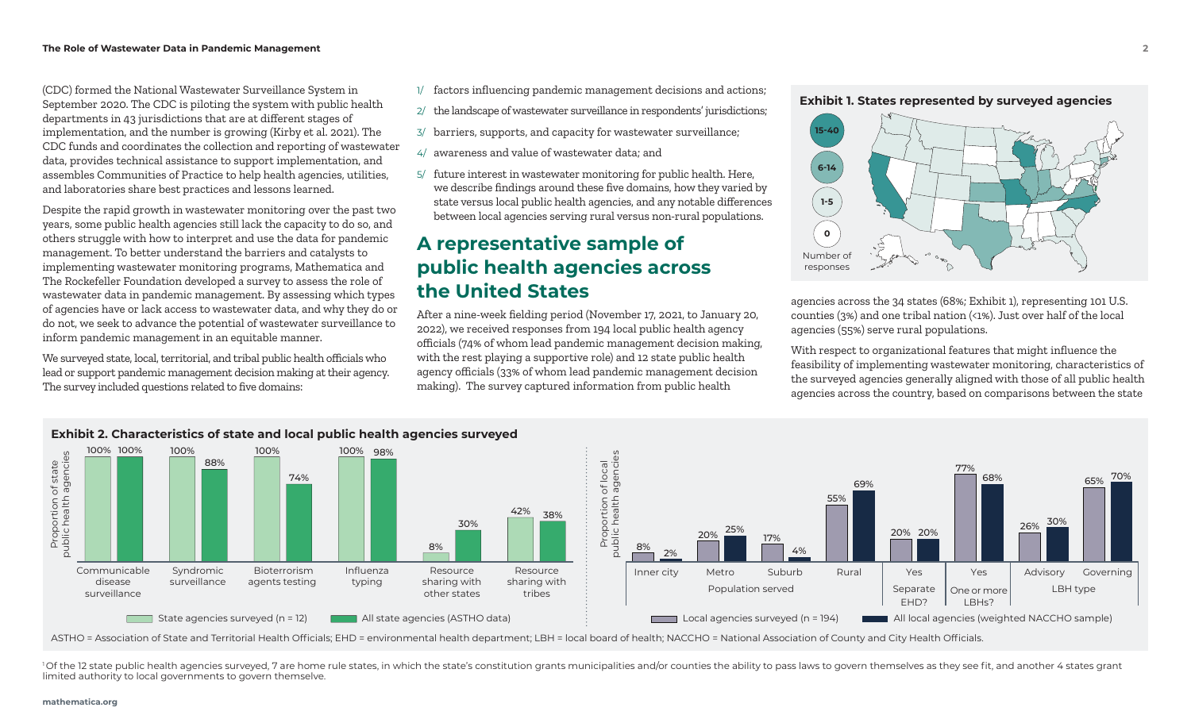(CDC) formed the National Wastewater Surveillance System in September 2020. The CDC is piloting the system with public health departments in 43 jurisdictions that are at different stages of implementation, and the number is growing (Kirby et al. 2021). The CDC funds and coordinates the collection and reporting of wastewater data, provides technical assistance to support implementation, and assembles Communities of Practice to help health agencies, utilities, and laboratories share best practices and lessons learned.

Despite the rapid growth in wastewater monitoring over the past two years, some public health agencies still lack the capacity to do so, and others struggle with how to interpret and use the data for pandemic management. To better understand the barriers and catalysts to implementing wastewater monitoring programs, Mathematica and The Rockefeller Foundation developed a survey to assess the role of wastewater data in pandemic management. By assessing which types of agencies have or lack access to wastewater data, and why they do or do not, we seek to advance the potential of wastewater surveillance to inform pandemic management in an equitable manner.

We surveyed state, local, territorial, and tribal public health officials who lead or support pandemic management decision making at their agency. The survey included questions related to five domains:

1/ factors influencing pandemic management decisions and actions;

2/ the landscape of wastewater surveillance in respondents' jurisdictions;

3/ barriers, supports, and capacity for wastewater surveillance;

4/ awareness and value of wastewater data; and

5/ future interest in wastewater monitoring for public health. Here, we describe findings around these five domains, how they varied by state versus local public health agencies, and any notable differences between local agencies serving rural versus non-rural populations.

## A representative sample of public health agencies across the United States

After a nine-week fielding period (November 17, 2021, to January 20, 2022), we received responses from 194 local public health agency officials (74% of whom lead pandemic management decision making, with the rest playing a supportive role) and 12 state public health agency officials (33% of whom lead pandemic management decision making). The survey captured information from public health agencies across the 34 states (68%; Exhibit 1), representing 101 U.S. counties (3%) and one tribal nation (<1%). Just over half of the local agencies (55%) serve rural populations.

**Exhibit 1. States represented by surveyed agencies**

Number of responses: 15-40; 6-14; 1-5; 0

With respect to organizational features that might influence the feasibility of implementing wastewater monitoring, characteristics of the surveyed agencies generally aligned with those of all public health agencies across the country, based on comparisons between the state

**Exhibit 2. Characteristics of state and local public health agencies surveyed**

Proportion of state public health agencies:

| Characteristic | State agencies surveyed (n = 12) | All state agencies (ASTHO data) |
|---|---|---|
| Communicable disease surveillance | 100% | 100% |
| Syndromic surveillance | 100% | 88% |
| Bioterrorism agents testing | 100% | 74% |
| Influenza typing | 100% | 98% |
| Resource sharing with other states | 8% | 30% |
| Resource sharing with tribes | 42% | 38% |

Proportion of local public health agencies:

| Characteristic | | Local agencies surveyed (n = 194) | All local agencies (weighted NACCHO sample) |
|---|---|---|---|
| Population served | Inner city | 8% | 2% |
| | Metro | 20% | 25% |
| | Suburb | 17% | 4% |
| | Rural | 55% | 69% |
| Separate EHD? | Yes | 20% | 20% |
| One or more LBHs? | Yes | 77% | 68% |
| LBH type | Advisory | 26% | 30% |
| | Governing | 65% | 70% |

ASTHO = Association of State and Territorial Health Officials; EHD = environmental health department; LBH = local board of health; NACCHO = National Association of County and City Health Officials.

[1] Of the 12 state public health agencies surveyed, 7 are home rule states, in which the state's constitution grants municipalities and/or counties the ability to pass laws to govern themselves as they see fit, and another 4 states grant limited authority to local governments to govern themselve.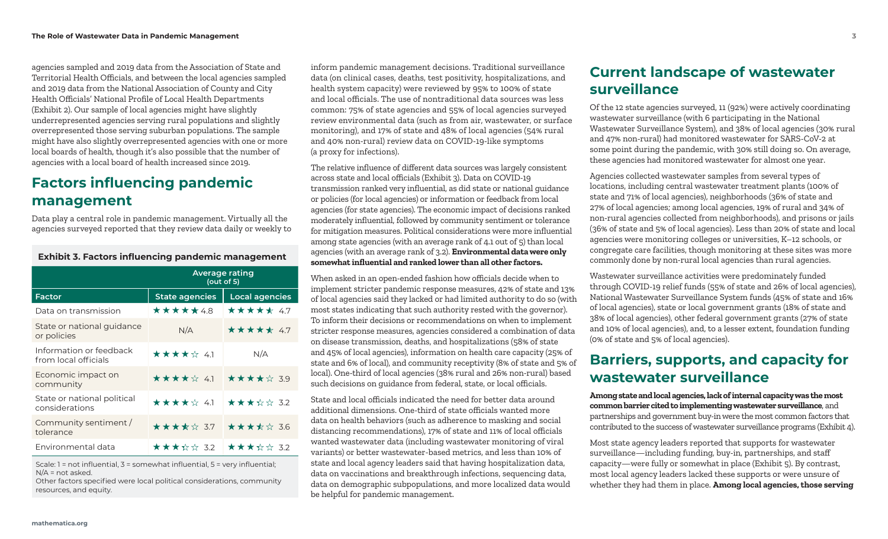agencies sampled and 2019 data from the Association of State and Territorial Health Officials, and between the local agencies sampled and 2019 data from the National Association of County and City Health Officials' National Profile of Local Health Departments (Exhibit 2). Our sample of local agencies might have slightly underrepresented agencies serving rural populations and slightly overrepresented those serving suburban populations. The sample might have also slightly overrepresented agencies with one or more local boards of health, though it's also possible that the number of agencies with a local board of health increased since 2019.

## Factors influencing pandemic management

Data play a central role in pandemic management. Virtually all the agencies surveyed reported that they review data daily or weekly to inform pandemic management decisions. Traditional surveillance data (on clinical cases, deaths, test positivity, hospitalizations, and health system capacity) were reviewed by 95% to 100% of state and local officials. The use of nontraditional data sources was less common: 75% of state agencies and 55% of local agencies surveyed review environmental data (such as from air, wastewater, or surface monitoring), and 17% of state and 48% of local agencies (54% rural and 40% non-rural) review data on COVID-19-like symptoms (a proxy for infections).

**Exhibit 3. Factors influencing pandemic management**

| | Average rating (out of 5) | |
|---|---|---|
| Factor | State agencies | Local agencies |
| Data on transmission | ★★★★★ 4.8 | ★★★★★ 4.7 |
| State or national guidance or policies | N/A | ★★★★★ 4.7 |
| Information or feedback from local officials | ★★★★☆ 4.1 | N/A |
| Economic impact on community | ★★★★☆ 4.1 | ★★★★☆ 3.9 |
| State or national political considerations | ★★★★☆ 4.1 | ★★★☆☆ 3.2 |
| Community sentiment / tolerance | ★★★★☆ 3.7 | ★★★★☆ 3.6 |
| Environmental data | ★★★☆☆ 3.2 | ★★★☆☆ 3.2 |

Scale: 1 = not influential, 3 = somewhat influential, 5 = very influential; N/A = not asked.
Other factors specified were local political considerations, community resources, and equity.

The relative influence of different data sources was largely consistent across state and local officials (Exhibit 3). Data on COVID-19 transmission ranked very influential, as did state or national guidance or policies (for local agencies) or information or feedback from local agencies (for state agencies). The economic impact of decisions ranked moderately influential, followed by community sentiment or tolerance for mitigation measures. Political considerations were more influential among state agencies (with an average rank of 4.1 out of 5) than local agencies (with an average rank of 3.2). **Environmental data were only somewhat influential and ranked lower than all other factors.**

When asked in an open-ended fashion how officials decide when to implement stricter pandemic response measures, 42% of state and 13% of local agencies said they lacked or had limited authority to do so (with most states indicating that such authority rested with the governor). To inform their decisions or recommendations on when to implement stricter response measures, agencies considered a combination of data on disease transmission, deaths, and hospitalizations (58% of state and 45% of local agencies), information on health care capacity (25% of state and 6% of local), and community receptivity (8% of state and 5% of local). One-third of local agencies (38% rural and 26% non-rural) based such decisions on guidance from federal, state, or local officials.

State and local officials indicated the need for better data around additional dimensions. One-third of state officials wanted more data on health behaviors (such as adherence to masking and social distancing recommendations), 17% of state and 11% of local officials wanted wastewater data (including wastewater monitoring of viral variants) or better wastewater-based metrics, and less than 10% of state and local agency leaders said that having hospitalization data, data on vaccinations and breakthrough infections, sequencing data, data on demographic subpopulations, and more localized data would be helpful for pandemic management.

## Current landscape of wastewater surveillance

Of the 12 state agencies surveyed, 11 (92%) were actively coordinating wastewater surveillance (with 6 participating in the National Wastewater Surveillance System), and 38% of local agencies (30% rural and 47% non-rural) had monitored wastewater for SARS-CoV-2 at some point during the pandemic, with 30% still doing so. On average, these agencies had monitored wastewater for almost one year.

Agencies collected wastewater samples from several types of locations, including central wastewater treatment plants (100% of state and 71% of local agencies), neighborhoods (36% of state and 27% of local agencies; among local agencies, 19% of rural and 34% of non-rural agencies collected from neighborhoods), and prisons or jails (36% of state and 5% of local agencies). Less than 20% of state and local agencies were monitoring colleges or universities, K–12 schools, or congregate care facilities, though monitoring at these sites was more commonly done by non-rural local agencies than rural agencies.

Wastewater surveillance activities were predominately funded through COVID-19 relief funds (55% of state and 26% of local agencies), National Wastewater Surveillance System funds (45% of state and 16% of local agencies), state or local government grants (18% of state and 38% of local agencies), other federal government grants (27% of state and 10% of local agencies), and, to a lesser extent, foundation funding (0% of state and 5% of local agencies).

## Barriers, supports, and capacity for wastewater surveillance

**Among state and local agencies, lack of internal capacity was the most common barrier cited to implementing wastewater surveillance**, and partnerships and government buy-in were the most common factors that contributed to the success of wastewater surveillance programs (Exhibit 4).

Most state agency leaders reported that supports for wastewater surveillance—including funding, buy-in, partnerships, and staff capacity—were fully or somewhat in place (Exhibit 5). By contrast, most local agency leaders lacked these supports or were unsure of whether they had them in place. **Among local agencies, those serving**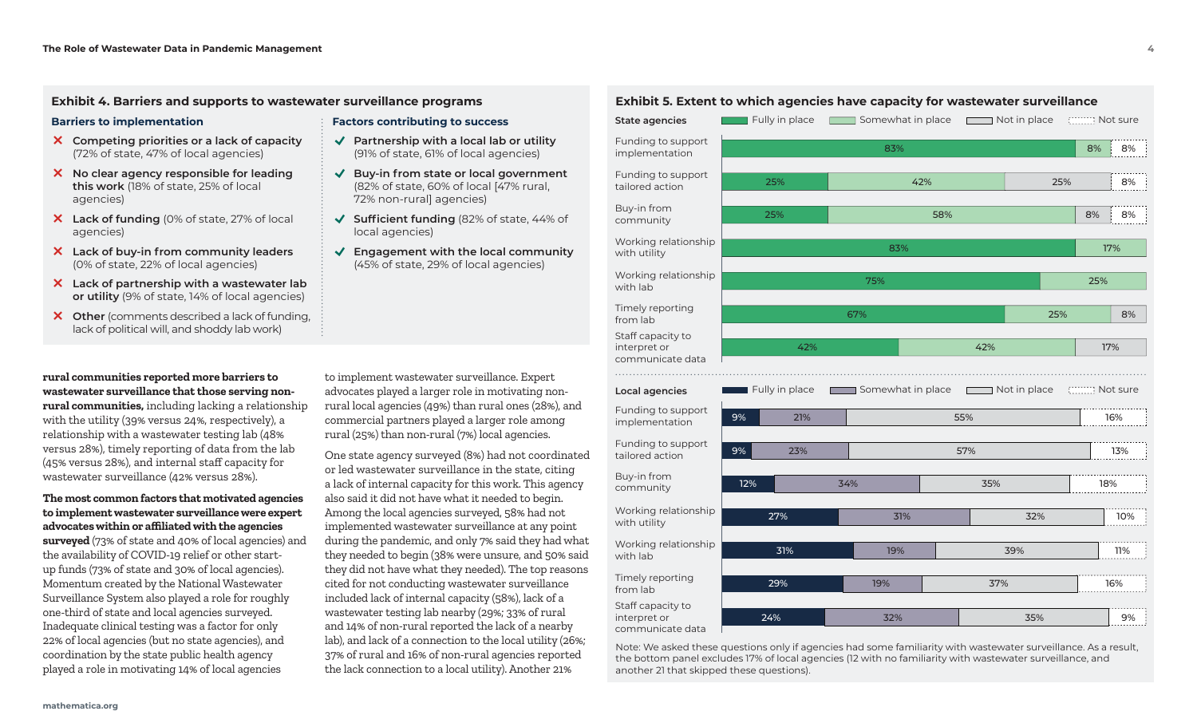## Exhibit 4. Barriers and supports to wastewater surveillance programs

### Barriers to implementation

- ✗ **Competing priorities or a lack of capacity** (72% of state, 47% of local agencies)
- ✗ **No clear agency responsible for leading this work** (18% of state, 25% of local agencies)
- ✗ **Lack of funding** (0% of state, 27% of local agencies)
- ✗ **Lack of buy-in from community leaders** (0% of state, 22% of local agencies)
- ✗ **Lack of partnership with a wastewater lab or utility** (9% of state, 14% of local agencies)
- ✗ **Other** (comments described a lack of funding, lack of political will, and shoddy lab work)

### Factors contributing to success

- ✓ **Partnership with a local lab or utility** (91% of state, 61% of local agencies)
- ✓ **Buy-in from state or local government** (82% of state, 60% of local [47% rural, 72% non-rural] agencies)
- ✓ **Sufficient funding** (82% of state, 44% of local agencies)
- ✓ **Engagement with the local community** (45% of state, 29% of local agencies)

**rural communities reported more barriers to wastewater surveillance that those serving non-rural communities,** including lacking a relationship with the utility (39% versus 24%, respectively), a relationship with a wastewater testing lab (48% versus 28%), timely reporting of data from the lab (45% versus 28%), and internal staff capacity for wastewater surveillance (42% versus 28%).

**The most common factors that motivated agencies to implement wastewater surveillance were expert advocates within or affiliated with the agencies surveyed** (73% of state and 40% of local agencies) and the availability of COVID-19 relief or other start-up funds (73% of state and 30% of local agencies). Momentum created by the National Wastewater Surveillance System also played a role for roughly one-third of state and local agencies surveyed. Inadequate clinical testing was a factor for only 22% of local agencies (but no state agencies), and coordination by the state public health agency played a role in motivating 14% of local agencies to implement wastewater surveillance. Expert advocates played a larger role in motivating non-rural local agencies (49%) than rural ones (28%), and commercial partners played a larger role among rural (25%) than non-rural (7%) local agencies.

One state agency surveyed (8%) had not coordinated or led wastewater surveillance in the state, citing a lack of internal capacity for this work. This agency also said it did not have what it needed to begin. Among the local agencies surveyed, 58% had not implemented wastewater surveillance at any point during the pandemic, and only 7% said they had what they needed to begin (38% were unsure, and 50% said they did not have what they needed). The top reasons cited for not conducting wastewater surveillance included lack of internal capacity (58%), lack of a wastewater testing lab nearby (29%; 33% of rural and 14% of non-rural reported the lack of a nearby lab), and lack of a connection to the local utility (26%; 37% of rural and 16% of non-rural agencies reported the lack connection to a local utility). Another 21%

## Exhibit 5. Extent to which agencies have capacity for wastewater surveillance

**State agencies**

| | Fully in place | Somewhat in place | Not in place | Not sure |
|---|---|---|---|---|
| Funding to support implementation | 83% | | 8% | 8% |
| Funding to support tailored action | 25% | 42% | 25% | 8% |
| Buy-in from community | 25% | 58% | 8% | 8% |
| Working relationship with utility | 83% | 17% | | |
| Working relationship with lab | 75% | 25% | | |
| Timely reporting from lab | 67% | 25% | 8% | |
| Staff capacity to interpret or communicate data | 42% | 42% | 17% | |

**Local agencies**

| | Fully in place | Somewhat in place | Not in place | Not sure |
|---|---|---|---|---|
| Funding to support implementation | 9% | 21% | 55% | 16% |
| Funding to support tailored action | 9% | 23% | 57% | 13% |
| Buy-in from community | 12% | 34% | 35% | 18% |
| Working relationship with utility | 27% | 31% | 32% | 10% |
| Working relationship with lab | 31% | 19% | 39% | 11% |
| Timely reporting from lab | 29% | 19% | 37% | 16% |
| Staff capacity to interpret or communicate data | 24% | 32% | 35% | 9% |

Note: We asked these questions only if agencies had some familiarity with wastewater surveillance. As a result, the bottom panel excludes 17% of local agencies (12 with no familiarity with wastewater surveillance, and another 21 that skipped these questions).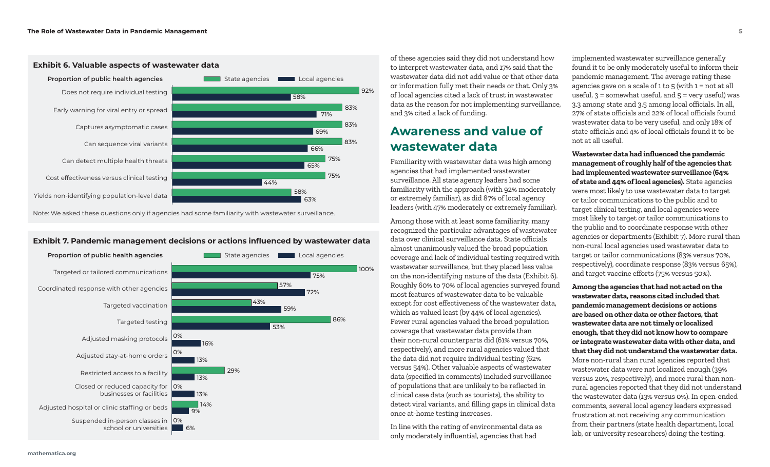**Exhibit 6. Valuable aspects of wastewater data**

| Proportion of public health agencies | State agencies | Local agencies |
|---|---|---|
| Does not require individual testing | 92% | 58% |
| Early warning for viral entry or spread | 83% | 71% |
| Captures asymptomatic cases | 83% | 69% |
| Can sequence viral variants | 83% | 66% |
| Can detect multiple health threats | 75% | 65% |
| Cost effectiveness versus clinical testing | 75% | 44% |
| Yields non-identifying population-level data | 58% | 63% |

Note: We asked these questions only if agencies had some familiarity with wastewater surveillance.

**Exhibit 7. Pandemic management decisions or actions influenced by wastewater data**

| Proportion of public health agencies | State agencies | Local agencies |
|---|---|---|
| Targeted or tailored communications | 100% | 75% |
| Coordinated response with other agencies | 57% | 72% |
| Targeted vaccination | 43% | 59% |
| Targeted testing | 86% | 53% |
| Adjusted masking protocols | 0% | 16% |
| Adjusted stay-at-home orders | 0% | 13% |
| Restricted access to a facility | 29% | 13% |
| Closed or reduced capacity for businesses or facilities | 0% | 13% |
| Adjusted hospital or clinic staffing or beds | 14% | 9% |
| Suspended in-person classes in school or universities | 0% | 6% |

of these agencies said they did not understand how to interpret wastewater data, and 17% said that the wastewater data did not add value or that other data or information fully met their needs or that. Only 3% of local agencies cited a lack of trust in wastewater data as the reason for not implementing surveillance, and 3% cited a lack of funding.

## Awareness and value of wastewater data

Familiarity with wastewater data was high among agencies that had implemented wastewater surveillance. All state agency leaders had some familiarity with the approach (with 92% moderately or extremely familiar), as did 87% of local agency leaders (with 47% moderately or extremely familiar).

Among those with at least some familiarity, many recognized the particular advantages of wastewater data over clinical surveillance data. State officials almost unanimously valued the broad population coverage and lack of individual testing required with wastewater surveillance, but they placed less value on the non-identifying nature of the data (Exhibit 6). Roughly 60% to 70% of local agencies surveyed found most features of wastewater data to be valuable except for cost effectiveness of the wastewater data, which as valued least (by 44% of local agencies). Fewer rural agencies valued the broad population coverage that wastewater data provide than their non-rural counterparts did (61% versus 70%, respectively), and more rural agencies valued that the data did not require individual testing (62% versus 54%). Other valuable aspects of wastewater data (specified in comments) included surveillance of populations that are unlikely to be reflected in clinical case data (such as tourists), the ability to detect viral variants, and filling gaps in clinical data once at-home testing increases.

In line with the rating of environmental data as only moderately influential, agencies that had implemented wastewater surveillance generally found it to be only moderately useful to inform their pandemic management. The average rating these agencies gave on a scale of 1 to 5 (with 1 = not at all useful, 3 = somewhat useful, and 5 = very useful) was 3.3 among state and 3.5 among local officials. In all, 27% of state officials and 22% of local officials found wastewater data to be very useful, and only 18% of state officials and 4% of local officials found it to be not at all useful.

**Wastewater data had influenced the pandemic management of roughly half of the agencies that had implemented wastewater surveillance (64% of state and 44% of local agencies).** State agencies were most likely to use wastewater data to target or tailor communications to the public and to target clinical testing, and local agencies were most likely to target or tailor communications to the public and to coordinate response with other agencies or departments (Exhibit 7). More rural than non-rural local agencies used wastewater data to target or tailor communications (83% versus 70%, respectively), coordinate response (83% versus 65%), and target vaccine efforts (75% versus 50%).

**Among the agencies that had not acted on the wastewater data, reasons cited included that pandemic management decisions or actions are based on other data or other factors, that wastewater data are not timely or localized enough, that they did not know how to compare or integrate wastewater data with other data, and that they did not understand the wastewater data.** More non-rural than rural agencies reported that wastewater data were not localized enough (39% versus 20%, respectively), and more rural than non-rural agencies reported that they did not understand the wastewater data (13% versus 0%). In open-ended comments, several local agency leaders expressed frustration at not receiving any communication from their partners (state health department, local lab, or university researchers) doing the testing.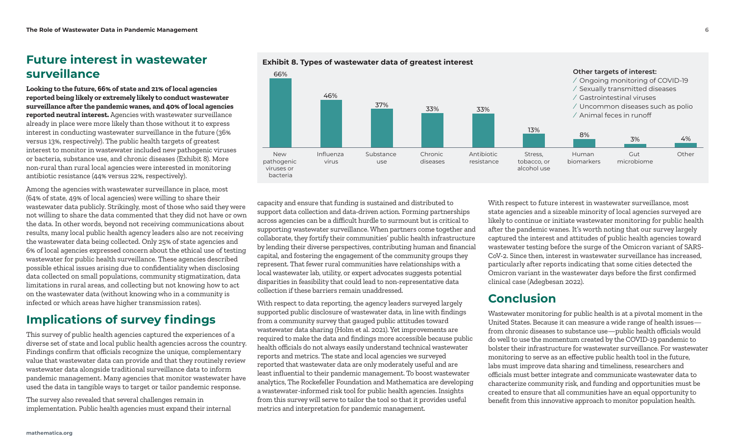## Future interest in wastewater surveillance

**Looking to the future, 66% of state and 21% of local agencies reported being likely or extremely likely to conduct wastewater surveillance after the pandemic wanes, and 40% of local agencies reported neutral interest.** Agencies with wastewater surveillance already in place were more likely than those without it to express interest in conducting wastewater surveillance in the future (36% versus 13%, respectively). The public health targets of greatest interest to monitor in wastewater included new pathogenic viruses or bacteria, substance use, and chronic diseases (Exhibit 8). More non-rural than rural local agencies were interested in monitoring antibiotic resistance (44% versus 22%, respectively).

Among the agencies with wastewater surveillance in place, most (64% of state, 49% of local agencies) were willing to share their wastewater data publicly. Strikingly, most of those who said they were not willing to share the data commented that they did not have or own the data. In other words, beyond not receiving communications about results, many local public health agency leaders also are not receiving the wastewater data being collected. Only 25% of state agencies and 6% of local agencies expressed concern about the ethical use of testing wastewater for public health surveillance. These agencies described possible ethical issues arising due to confidentiality when disclosing data collected on small populations, community stigmatization, data limitations in rural areas, and collecting but not knowing how to act on the wastewater data (without knowing who in a community is infected or which areas have higher transmission rates).

**Exhibit 8. Types of wastewater data of greatest interest**

| Type | Percentage |
| --- | --- |
| New pathogenic viruses or bacteria | 66% |
| Influenza virus | 46% |
| Substance use | 37% |
| Chronic diseases | 33% |
| Antibiotic resistance | 33% |
| Stress, tobacco, or alcohol use | 13% |
| Human biomarkers | 8% |
| Gut microbiome | 3% |
| Other | 4% |

**Other targets of interest:**

- Ongoing monitoring of COVID-19
- Sexually transmitted diseases
- Gastrointestinal viruses
- Uncommon diseases such as polio
- Animal feces in runoff

## Implications of survey findings

This survey of public health agencies captured the experiences of a diverse set of state and local public health agencies across the country. Findings confirm that officials recognize the unique, complementary value that wastewater data can provide and that they routinely review wastewater data alongside traditional surveillance data to inform pandemic management. Many agencies that monitor wastewater have used the data in tangible ways to target or tailor pandemic response.

The survey also revealed that several challenges remain in implementation. Public health agencies must expand their internal capacity and ensure that funding is sustained and distributed to support data collection and data-driven action. Forming partnerships across agencies can be a difficult hurdle to surmount but is critical to supporting wastewater surveillance. When partners come together and collaborate, they fortify their communities' public health infrastructure by lending their diverse perspectives, contributing human and financial capital, and fostering the engagement of the community groups they represent. That fewer rural communities have relationships with a local wastewater lab, utility, or expert advocates suggests potential disparities in feasibility that could lead to non-representative data collection if these barriers remain unaddressed.

With respect to data reporting, the agency leaders surveyed largely supported public disclosure of wastewater data, in line with findings from a community survey that gauged public attitudes toward wastewater data sharing (Holm et al. 2021). Yet improvements are required to make the data and findings more accessible because public health officials do not always easily understand technical wastewater reports and metrics. The state and local agencies we surveyed reported that wastewater data are only moderately useful and are least influential to their pandemic management. To boost wastewater analytics, The Rockefeller Foundation and Mathematica are developing a wastewater-informed risk tool for public health agencies. Insights from this survey will serve to tailor the tool so that it provides useful metrics and interpretation for pandemic management.

With respect to future interest in wastewater surveillance, most state agencies and a sizeable minority of local agencies surveyed are likely to continue or initiate wastewater monitoring for public health after the pandemic wanes. It's worth noting that our survey largely captured the interest and attitudes of public health agencies toward wastewater testing before the surge of the Omicron variant of SARS-CoV-2. Since then, interest in wastewater surveillance has increased, particularly after reports indicating that some cities detected the Omicron variant in the wastewater days before the first confirmed clinical case (Adegbesan 2022).

## Conclusion

Wastewater monitoring for public health is at a pivotal moment in the United States. Because it can measure a wide range of health issues—from chronic diseases to substance use—public health officials would do well to use the momentum created by the COVID-19 pandemic to bolster their infrastructure for wastewater surveillance. For wastewater monitoring to serve as an effective public health tool in the future, labs must improve data sharing and timeliness, researchers and officials must better integrate and communicate wastewater data to characterize community risk, and funding and opportunities must be created to ensure that all communities have an equal opportunity to benefit from this innovative approach to monitor population health.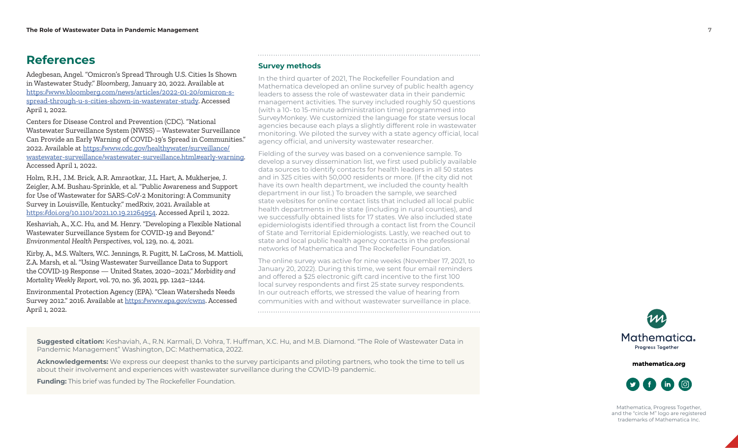## References

Adegbesan, Angel. "Omicron's Spread Through U.S. Cities Is Shown in Wastewater Study." *Bloomberg*, January 20, 2022. Available at https://www.bloomberg.com/news/articles/2022-01-20/omicron-s-spread-through-u-s-cities-shown-in-wastewater-study. Accessed April 1, 2022.

Centers for Disease Control and Prevention (CDC). "National Wastewater Surveillance System (NWSS) – Wastewater Surveillance Can Provide an Early Warning of COVID-19's Spread in Communities." 2022. Available at https://www.cdc.gov/healthywater/surveillance/wastewater-surveillance/wastewater-surveillance.html#early-warning. Accessed April 1, 2022.

Holm, R.H., J.M. Brick, A.R. Amraotkar, J.L. Hart, A. Mukherjee, J. Zeigler, A.M. Bushau-Sprinkle, et al. "Public Awareness and Support for Use of Wastewater for SARS-CoV-2 Monitoring: A Community Survey in Louisville, Kentucky." medRxiv, 2021. Available at https://doi.org/10.1101/2021.10.19.21264954. Accessed April 1, 2022.

Keshaviah, A., X.C. Hu, and M. Henry. "Developing a Flexible National Wastewater Surveillance System for COVID-19 and Beyond." *Environmental Health Perspectives*, vol, 129, no. 4, 2021.

Kirby, A., M.S. Walters, W.C. Jennings, R. Fugitt, N. LaCross, M. Mattioli, Z.A. Marsh, et al. "Using Wastewater Surveillance Data to Support the COVID-19 Response — United States, 2020–2021." *Morbidity and Mortality Weekly Report*, vol. 70, no. 36, 2021, pp. 1242–1244.

Environmental Protection Agency (EPA). "Clean Watersheds Needs Survey 2012." 2016. Available at https://www.epa.gov/cwns. Accessed April 1, 2022.

### Survey methods

In the third quarter of 2021, The Rockefeller Foundation and Mathematica developed an online survey of public health agency leaders to assess the role of wastewater data in their pandemic management activities. The survey included roughly 50 questions (with a 10- to 15-minute administration time) programmed into SurveyMonkey. We customized the language for state versus local agencies because each plays a slightly different role in wastewater monitoring. We piloted the survey with a state agency official, local agency official, and university wastewater researcher.

Fielding of the survey was based on a convenience sample. To develop a survey dissemination list, we first used publicly available data sources to identify contacts for health leaders in all 50 states and in 325 cities with 50,000 residents or more. (If the city did not have its own health department, we included the county health department in our list.) To broaden the sample, we searched state websites for online contact lists that included all local public health departments in the state (including in rural counties), and we successfully obtained lists for 17 states. We also included state epidemiologists identified through a contact list from the Council of State and Territorial Epidemiologists. Lastly, we reached out to state and local public health agency contacts in the professional networks of Mathematica and The Rockefeller Foundation.

The online survey was active for nine weeks (November 17, 2021, to January 20, 2022). During this time, we sent four email reminders and offered a $25 electronic gift card incentive to the first 100 local survey respondents and first 25 state survey respondents. In our outreach efforts, we stressed the value of hearing from communities with and without wastewater surveillance in place.

**Suggested citation:** Keshaviah, A., R.N. Karmali, D. Vohra, T. Huffman, X.C. Hu, and M.B. Diamond. "The Role of Wastewater Data in Pandemic Management" Washington, DC: Mathematica, 2022.

**Acknowledgements:** We express our deepest thanks to the survey participants and piloting partners, who took the time to tell us about their involvement and experiences with wastewater surveillance during the COVID-19 pandemic.

**Funding:** This brief was funded by The Rockefeller Foundation.

Mathematica. Progress Together

**mathematica.org**

Mathematica, Progress Together, and the "circle M" logo are registered trademarks of Mathematica Inc.